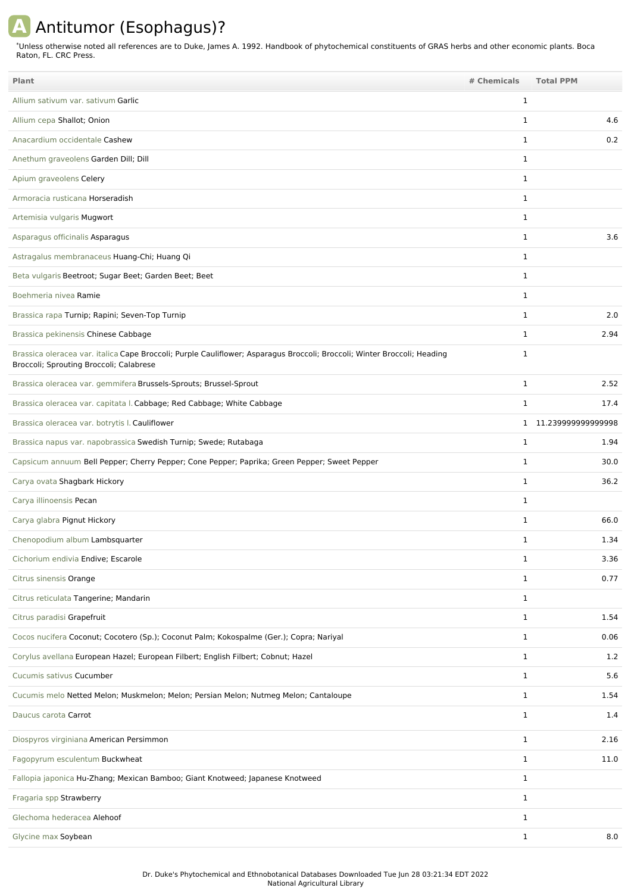# A Antitumor (Esophagus)?

*Unless otherwise noted all references are to Duke, James A. 1992. Handbook of phytochemical constituents of GRAS herbs and other economic plants. Boca Raton, FL. CRC Press.

| Plant | # Chemicals | Total PPM |
|---|---|---|
| Allium sativum var. sativum Garlic | 1 | |
| Allium cepa Shallot; Onion | 1 | 4.6 |
| Anacardium occidentale Cashew | 1 | 0.2 |
| Anethum graveolens Garden Dill; Dill | 1 | |
| Apium graveolens Celery | 1 | |
| Armoracia rusticana Horseradish | 1 | |
| Artemisia vulgaris Mugwort | 1 | |
| Asparagus officinalis Asparagus | 1 | 3.6 |
| Astragalus membranaceus Huang-Chi; Huang Qi | 1 | |
| Beta vulgaris Beetroot; Sugar Beet; Garden Beet; Beet | 1 | |
| Boehmeria nivea Ramie | 1 | |
| Brassica rapa Turnip; Rapini; Seven-Top Turnip | 1 | 2.0 |
| Brassica pekinensis Chinese Cabbage | 1 | 2.94 |
| Brassica oleracea var. italica Cape Broccoli; Purple Cauliflower; Asparagus Broccoli; Broccoli; Winter Broccoli; Heading Broccoli; Sprouting Broccoli; Calabrese | 1 | |
| Brassica oleracea var. gemmifera Brussels-Sprouts; Brussel-Sprout | 1 | 2.52 |
| Brassica oleracea var. capitata l. Cabbage; Red Cabbage; White Cabbage | 1 | 17.4 |
| Brassica oleracea var. botrytis l. Cauliflower | 1 | 11.239999999999998 |
| Brassica napus var. napobrassica Swedish Turnip; Swede; Rutabaga | 1 | 1.94 |
| Capsicum annuum Bell Pepper; Cherry Pepper; Cone Pepper; Paprika; Green Pepper; Sweet Pepper | 1 | 30.0 |
| Carya ovata Shagbark Hickory | 1 | 36.2 |
| Carya illinoensis Pecan | 1 | |
| Carya glabra Pignut Hickory | 1 | 66.0 |
| Chenopodium album Lambsquarter | 1 | 1.34 |
| Cichorium endivia Endive; Escarole | 1 | 3.36 |
| Citrus sinensis Orange | 1 | 0.77 |
| Citrus reticulata Tangerine; Mandarin | 1 | |
| Citrus paradisi Grapefruit | 1 | 1.54 |
| Cocos nucifera Coconut; Cocotero (Sp.); Coconut Palm; Kokospalme (Ger.); Copra; Nariyal | 1 | 0.06 |
| Corylus avellana European Hazel; European Filbert; English Filbert; Cobnut; Hazel | 1 | 1.2 |
| Cucumis sativus Cucumber | 1 | 5.6 |
| Cucumis melo Netted Melon; Muskmelon; Melon; Persian Melon; Nutmeg Melon; Cantaloupe | 1 | 1.54 |
| Daucus carota Carrot | 1 | 1.4 |
| Diospyros virginiana American Persimmon | 1 | 2.16 |
| Fagopyrum esculentum Buckwheat | 1 | 11.0 |
| Fallopia japonica Hu-Zhang; Mexican Bamboo; Giant Knotweed; Japanese Knotweed | 1 | |
| Fragaria spp Strawberry | 1 | |
| Glechoma hederacea Alehoof | 1 | |
| Glycine max Soybean | 1 | 8.0 |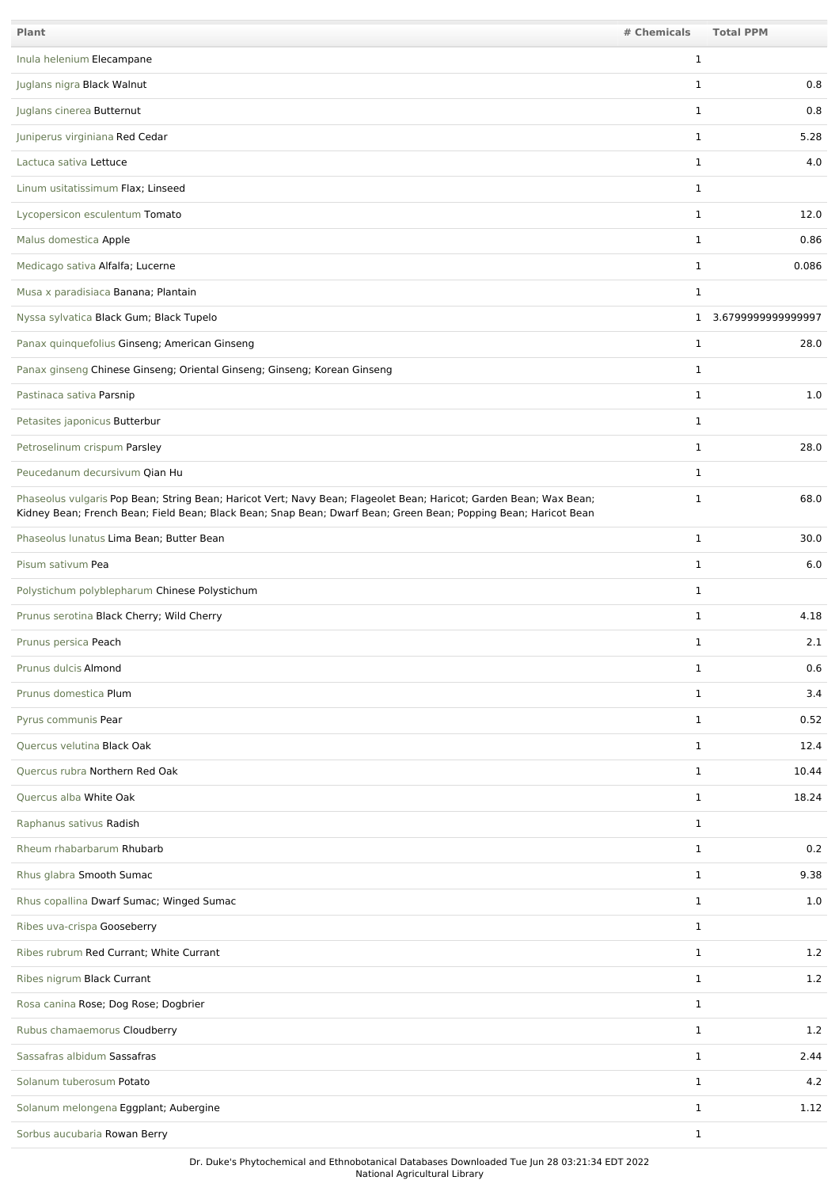| Plant | # Chemicals | Total PPM |
|---|---|---|
| Inula helenium Elecampane | 1 | |
| Juglans nigra Black Walnut | 1 | 0.8 |
| Juglans cinerea Butternut | 1 | 0.8 |
| Juniperus virginiana Red Cedar | 1 | 5.28 |
| Lactuca sativa Lettuce | 1 | 4.0 |
| Linum usitatissimum Flax; Linseed | 1 | |
| Lycopersicon esculentum Tomato | 1 | 12.0 |
| Malus domestica Apple | 1 | 0.86 |
| Medicago sativa Alfalfa; Lucerne | 1 | 0.086 |
| Musa x paradisiaca Banana; Plantain | 1 | |
| Nyssa sylvatica Black Gum; Black Tupelo | 1 | 3.6799999999999997 |
| Panax quinquefolius Ginseng; American Ginseng | 1 | 28.0 |
| Panax ginseng Chinese Ginseng; Oriental Ginseng; Ginseng; Korean Ginseng | 1 | |
| Pastinaca sativa Parsnip | 1 | 1.0 |
| Petasites japonicus Butterbur | 1 | |
| Petroselinum crispum Parsley | 1 | 28.0 |
| Peucedanum decursivum Qian Hu | 1 | |
| Phaseolus vulgaris Pop Bean; String Bean; Haricot Vert; Navy Bean; Flageolet Bean; Haricot; Garden Bean; Wax Bean; Kidney Bean; French Bean; Field Bean; Black Bean; Snap Bean; Dwarf Bean; Green Bean; Popping Bean; Haricot Bean | 1 | 68.0 |
| Phaseolus lunatus Lima Bean; Butter Bean | 1 | 30.0 |
| Pisum sativum Pea | 1 | 6.0 |
| Polystichum polyblepharum Chinese Polystichum | 1 | |
| Prunus serotina Black Cherry; Wild Cherry | 1 | 4.18 |
| Prunus persica Peach | 1 | 2.1 |
| Prunus dulcis Almond | 1 | 0.6 |
| Prunus domestica Plum | 1 | 3.4 |
| Pyrus communis Pear | 1 | 0.52 |
| Quercus velutina Black Oak | 1 | 12.4 |
| Quercus rubra Northern Red Oak | 1 | 10.44 |
| Quercus alba White Oak | 1 | 18.24 |
| Raphanus sativus Radish | 1 | |
| Rheum rhabarbarum Rhubarb | 1 | 0.2 |
| Rhus glabra Smooth Sumac | 1 | 9.38 |
| Rhus copallina Dwarf Sumac; Winged Sumac | 1 | 1.0 |
| Ribes uva-crispa Gooseberry | 1 | |
| Ribes rubrum Red Currant; White Currant | 1 | 1.2 |
| Ribes nigrum Black Currant | 1 | 1.2 |
| Rosa canina Rose; Dog Rose; Dogbrier | 1 | |
| Rubus chamaemorus Cloudberry | 1 | 1.2 |
| Sassafras albidum Sassafras | 1 | 2.44 |
| Solanum tuberosum Potato | 1 | 4.2 |
| Solanum melongena Eggplant; Aubergine | 1 | 1.12 |
| Sorbus aucubaria Rowan Berry | 1 | |

Dr. Duke's Phytochemical and Ethnobotanical Databases Downloaded Tue Jun 28 03:21:34 EDT 2022
National Agricultural Library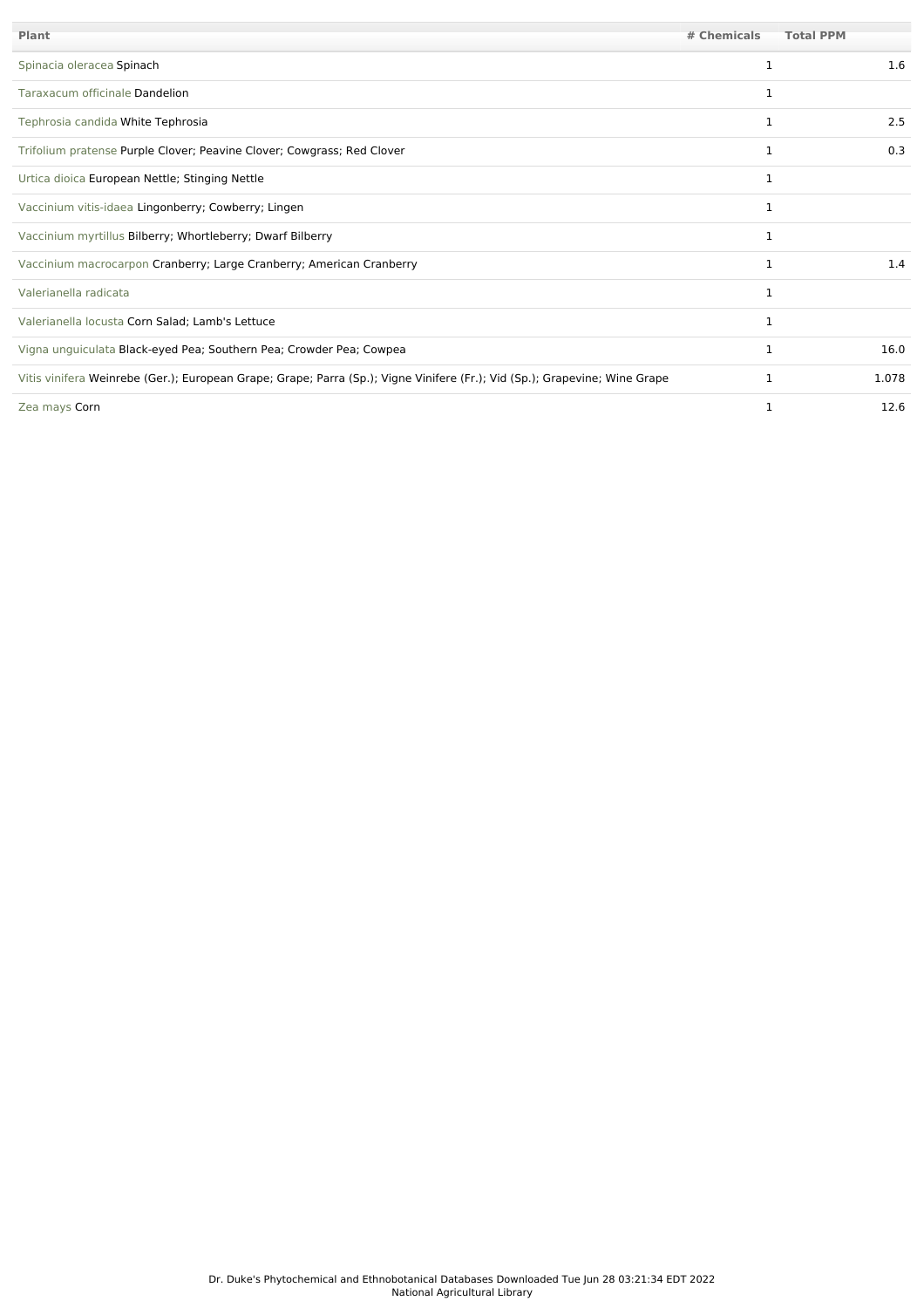| Plant | # Chemicals | Total PPM |
| --- | --- | --- |
| Spinacia oleracea Spinach | 1 | 1.6 |
| Taraxacum officinale Dandelion | 1 | |
| Tephrosia candida White Tephrosia | 1 | 2.5 |
| Trifolium pratense Purple Clover; Peavine Clover; Cowgrass; Red Clover | 1 | 0.3 |
| Urtica dioica European Nettle; Stinging Nettle | 1 | |
| Vaccinium vitis-idaea Lingonberry; Cowberry; Lingen | 1 | |
| Vaccinium myrtillus Bilberry; Whortleberry; Dwarf Bilberry | 1 | |
| Vaccinium macrocarpon Cranberry; Large Cranberry; American Cranberry | 1 | 1.4 |
| Valerianella radicata | 1 | |
| Valerianella locusta Corn Salad; Lamb's Lettuce | 1 | |
| Vigna unguiculata Black-eyed Pea; Southern Pea; Crowder Pea; Cowpea | 1 | 16.0 |
| Vitis vinifera Weinrebe (Ger.); European Grape; Grape; Parra (Sp.); Vigne Vinifere (Fr.); Vid (Sp.); Grapevine; Wine Grape | 1 | 1.078 |
| Zea mays Corn | 1 | 12.6 |